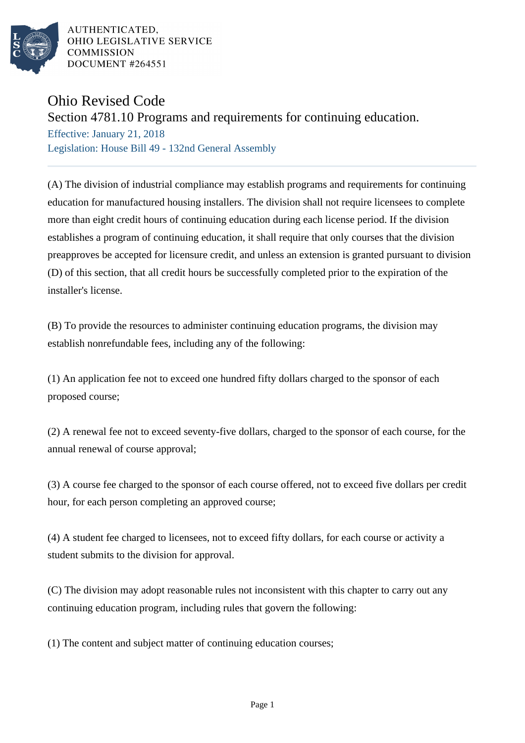AUTHENTICATED,
OHIO LEGISLATIVE SERVICE
COMMISSION
DOCUMENT #264551

# Ohio Revised Code

## Section 4781.10 Programs and requirements for continuing education.

Effective: January 21, 2018

Legislation: House Bill 49 - 132nd General Assembly

(A) The division of industrial compliance may establish programs and requirements for continuing education for manufactured housing installers. The division shall not require licensees to complete more than eight credit hours of continuing education during each license period. If the division establishes a program of continuing education, it shall require that only courses that the division preapproves be accepted for licensure credit, and unless an extension is granted pursuant to division (D) of this section, that all credit hours be successfully completed prior to the expiration of the installer's license.

(B) To provide the resources to administer continuing education programs, the division may establish nonrefundable fees, including any of the following:

(1) An application fee not to exceed one hundred fifty dollars charged to the sponsor of each proposed course;

(2) A renewal fee not to exceed seventy-five dollars, charged to the sponsor of each course, for the annual renewal of course approval;

(3) A course fee charged to the sponsor of each course offered, not to exceed five dollars per credit hour, for each person completing an approved course;

(4) A student fee charged to licensees, not to exceed fifty dollars, for each course or activity a student submits to the division for approval.

(C) The division may adopt reasonable rules not inconsistent with this chapter to carry out any continuing education program, including rules that govern the following:

(1) The content and subject matter of continuing education courses;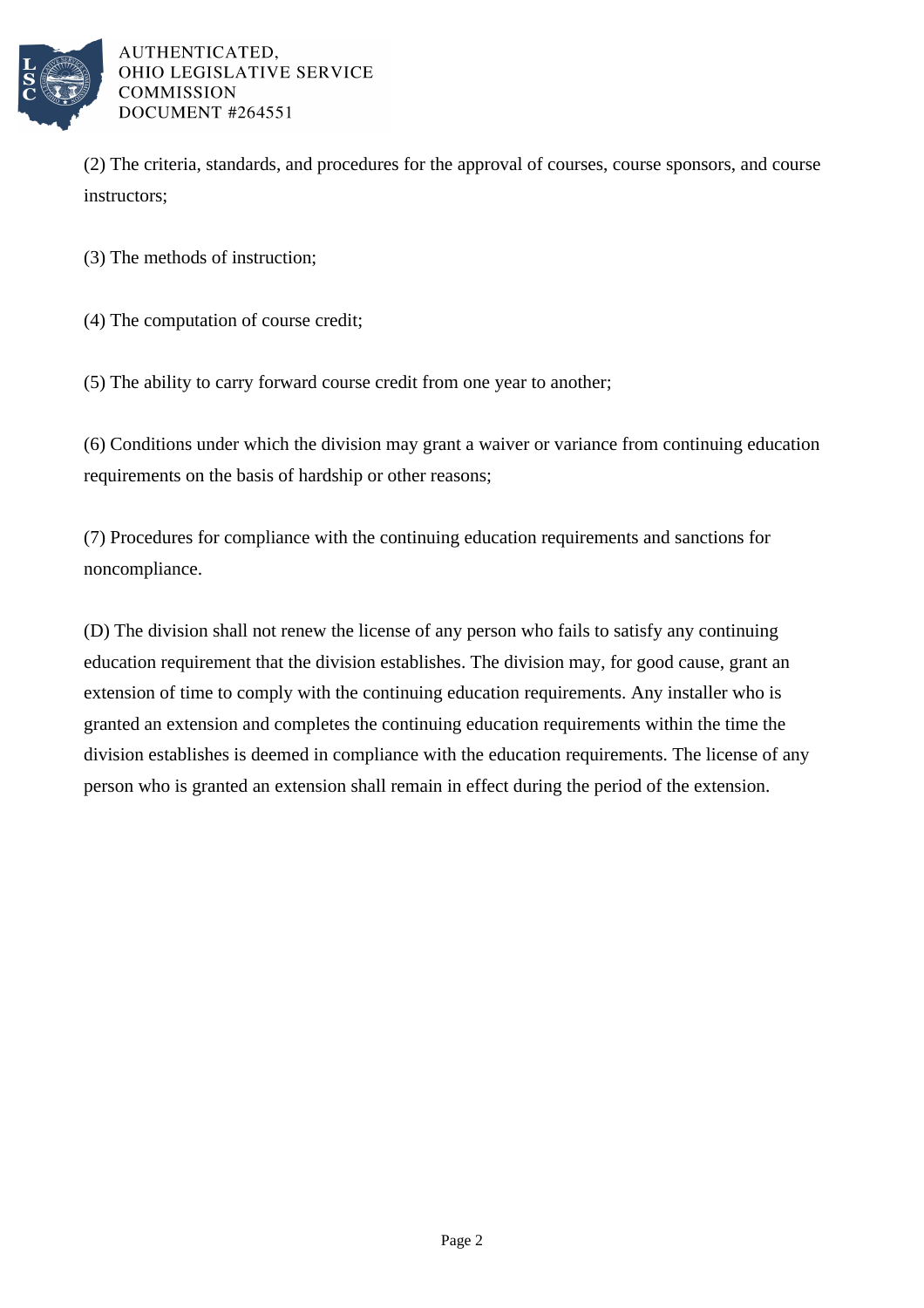(2) The criteria, standards, and procedures for the approval of courses, course sponsors, and course instructors;

(3) The methods of instruction;

(4) The computation of course credit;

(5) The ability to carry forward course credit from one year to another;

(6) Conditions under which the division may grant a waiver or variance from continuing education requirements on the basis of hardship or other reasons;

(7) Procedures for compliance with the continuing education requirements and sanctions for noncompliance.

(D) The division shall not renew the license of any person who fails to satisfy any continuing education requirement that the division establishes. The division may, for good cause, grant an extension of time to comply with the continuing education requirements. Any installer who is granted an extension and completes the continuing education requirements within the time the division establishes is deemed in compliance with the education requirements. The license of any person who is granted an extension shall remain in effect during the period of the extension.